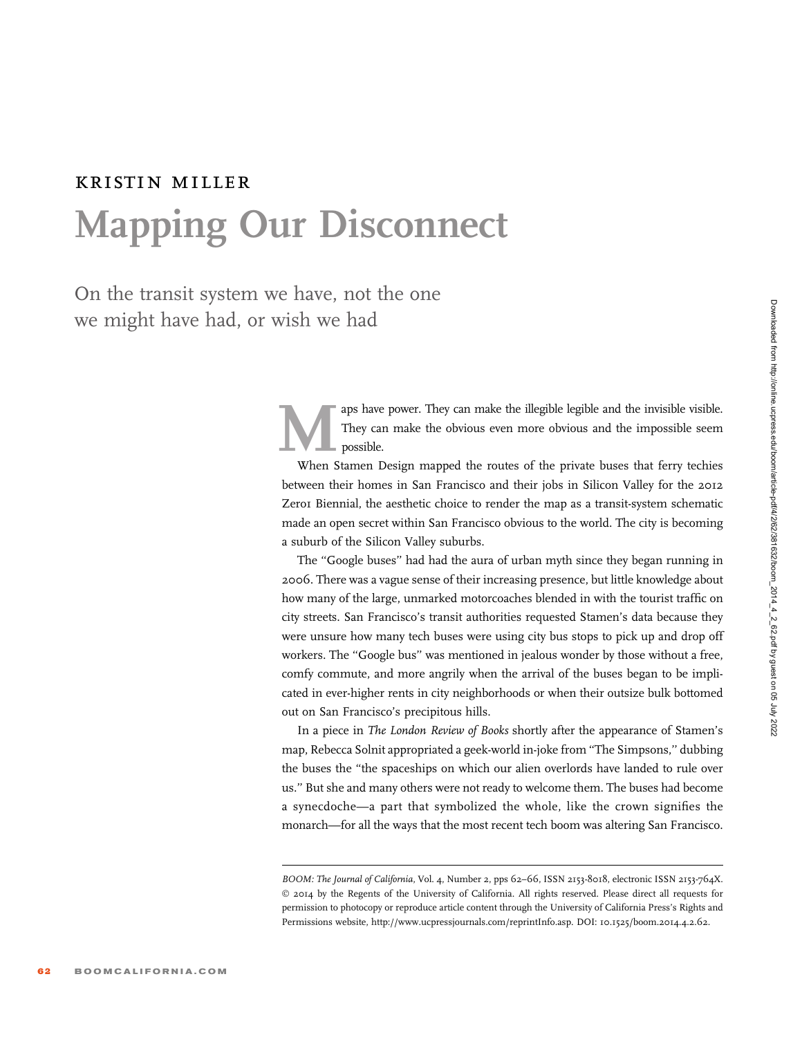KRISTIN MILLER

# Mapping Our Disconnect

## On the transit system we have, not the one we might have had, or wish we had

Maps have power. They can make the illegible legible and the invisible visible. They can make the obvious even more obvious and the impossible seem possible.

When Stamen Design mapped the routes of the private buses that ferry techies between their homes in San Francisco and their jobs in Silicon Valley for the 2012 Zero1 Biennial, the aesthetic choice to render the map as a transit-system schematic made an open secret within San Francisco obvious to the world. The city is becoming a suburb of the Silicon Valley suburbs.

The "Google buses" had had the aura of urban myth since they began running in 2006. There was a vague sense of their increasing presence, but little knowledge about how many of the large, unmarked motorcoaches blended in with the tourist traffic on city streets. San Francisco's transit authorities requested Stamen's data because they were unsure how many tech buses were using city bus stops to pick up and drop off workers. The "Google bus" was mentioned in jealous wonder by those without a free, comfy commute, and more angrily when the arrival of the buses began to be implicated in ever-higher rents in city neighborhoods or when their outsize bulk bottomed out on San Francisco's precipitous hills.

In a piece in *The London Review of Books* shortly after the appearance of Stamen's map, Rebecca Solnit appropriated a geek-world in-joke from "The Simpsons," dubbing the buses the "the spaceships on which our alien overlords have landed to rule over us." But she and many others were not ready to welcome them. The buses had become a synecdoche—a part that symbolized the whole, like the crown signifies the monarch—for all the ways that the most recent tech boom was altering San Francisco.

---

*BOOM: The Journal of California*, Vol. 4, Number 2, pps 62–66, ISSN 2153-8018, electronic ISSN 2153-764X. © 2014 by the Regents of the University of California. All rights reserved. Please direct all requests for permission to photocopy or reproduce article content through the University of California Press's Rights and Permissions website, http://www.ucpressjournals.com/reprintInfo.asp. DOI: 10.1525/boom.2014.4.2.62.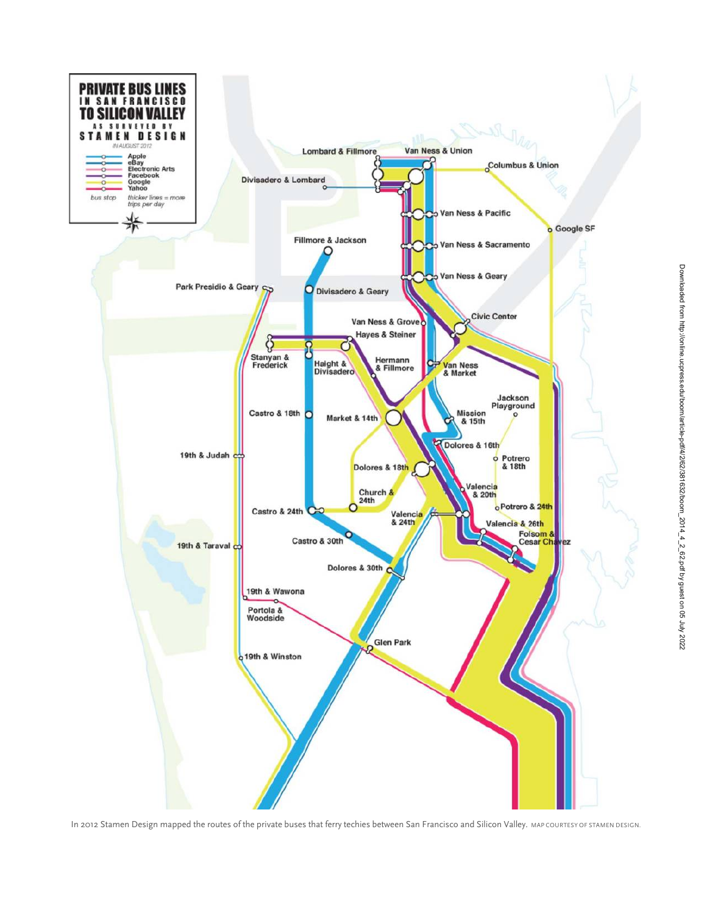In 2012 Stamen Design mapped the routes of the private buses that ferry techies between San Francisco and Silicon Valley. MAP COURTESY OF STAMEN DESIGN.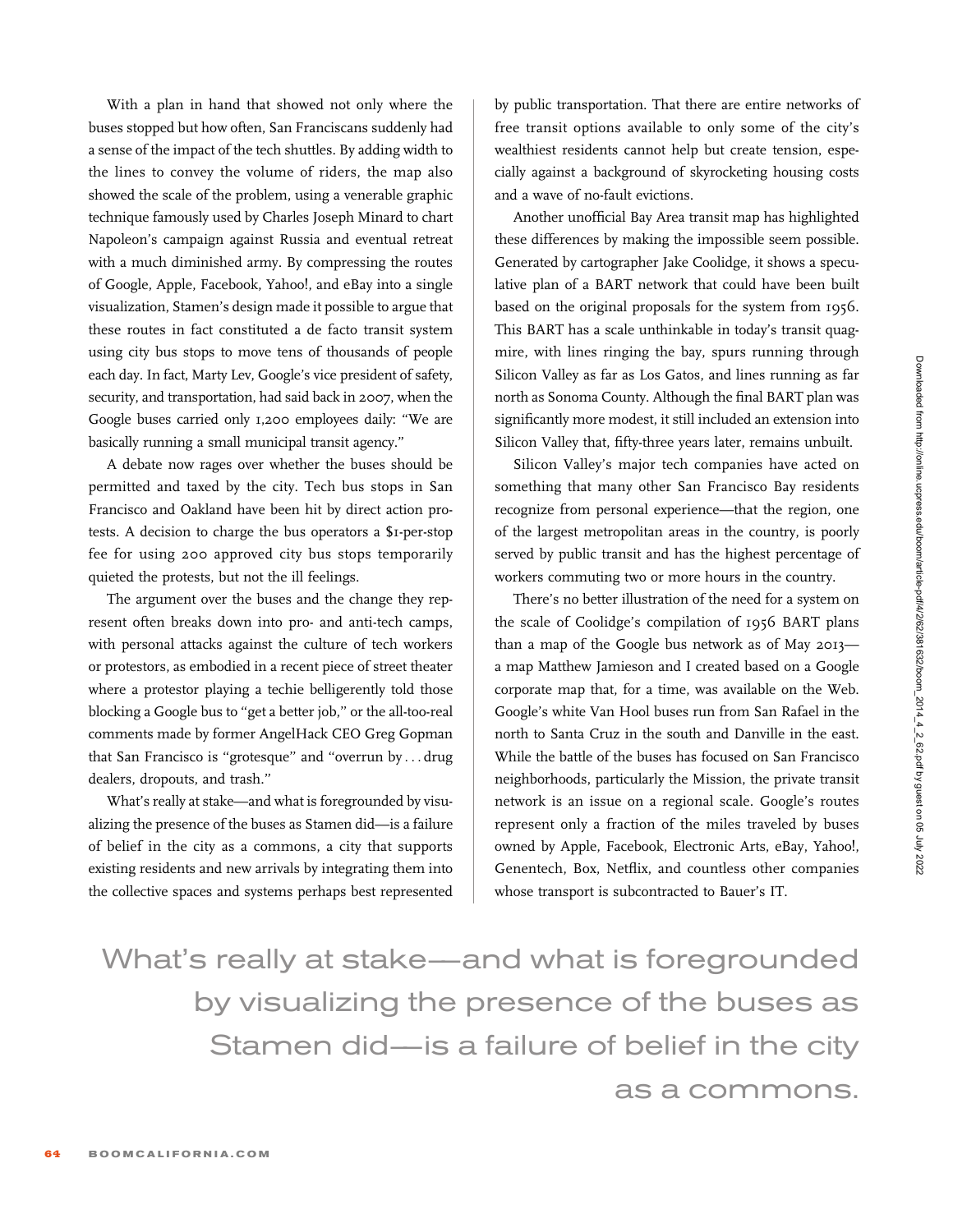With a plan in hand that showed not only where the buses stopped but how often, San Franciscans suddenly had a sense of the impact of the tech shuttles. By adding width to the lines to convey the volume of riders, the map also showed the scale of the problem, using a venerable graphic technique famously used by Charles Joseph Minard to chart Napoleon's campaign against Russia and eventual retreat with a much diminished army. By compressing the routes of Google, Apple, Facebook, Yahoo!, and eBay into a single visualization, Stamen's design made it possible to argue that these routes in fact constituted a de facto transit system using city bus stops to move tens of thousands of people each day. In fact, Marty Lev, Google's vice president of safety, security, and transportation, had said back in 2007, when the Google buses carried only 1,200 employees daily: "We are basically running a small municipal transit agency."

A debate now rages over whether the buses should be permitted and taxed by the city. Tech bus stops in San Francisco and Oakland have been hit by direct action protests. A decision to charge the bus operators a $1-per-stop fee for using 200 approved city bus stops temporarily quieted the protests, but not the ill feelings.

The argument over the buses and the change they represent often breaks down into pro- and anti-tech camps, with personal attacks against the culture of tech workers or protestors, as embodied in a recent piece of street theater where a protestor playing a techie belligerently told those blocking a Google bus to "get a better job," or the all-too-real comments made by former AngelHack CEO Greg Gopman that San Francisco is "grotesque" and "overrun by . . . drug dealers, dropouts, and trash."

What's really at stake—and what is foregrounded by visualizing the presence of the buses as Stamen did—is a failure of belief in the city as a commons, a city that supports existing residents and new arrivals by integrating them into the collective spaces and systems perhaps best represented by public transportation. That there are entire networks of free transit options available to only some of the city's wealthiest residents cannot help but create tension, especially against a background of skyrocketing housing costs and a wave of no-fault evictions.

Another unofficial Bay Area transit map has highlighted these differences by making the impossible seem possible. Generated by cartographer Jake Coolidge, it shows a speculative plan of a BART network that could have been built based on the original proposals for the system from 1956. This BART has a scale unthinkable in today's transit quagmire, with lines ringing the bay, spurs running through Silicon Valley as far as Los Gatos, and lines running as far north as Sonoma County. Although the final BART plan was significantly more modest, it still included an extension into Silicon Valley that, fifty-three years later, remains unbuilt.

Silicon Valley's major tech companies have acted on something that many other San Francisco Bay residents recognize from personal experience—that the region, one of the largest metropolitan areas in the country, is poorly served by public transit and has the highest percentage of workers commuting two or more hours in the country.

There's no better illustration of the need for a system on the scale of Coolidge's compilation of 1956 BART plans than a map of the Google bus network as of May 2013—a map Matthew Jamieson and I created based on a Google corporate map that, for a time, was available on the Web. Google's white Van Hool buses run from San Rafael in the north to Santa Cruz in the south and Danville in the east. While the battle of the buses has focused on San Francisco neighborhoods, particularly the Mission, the private transit network is an issue on a regional scale. Google's routes represent only a fraction of the miles traveled by buses owned by Apple, Facebook, Electronic Arts, eBay, Yahoo!, Genentech, Box, Netflix, and countless other companies whose transport is subcontracted to Bauer's IT.

> What's really at stake—and what is foregrounded by visualizing the presence of the buses as Stamen did—is a failure of belief in the city as a commons.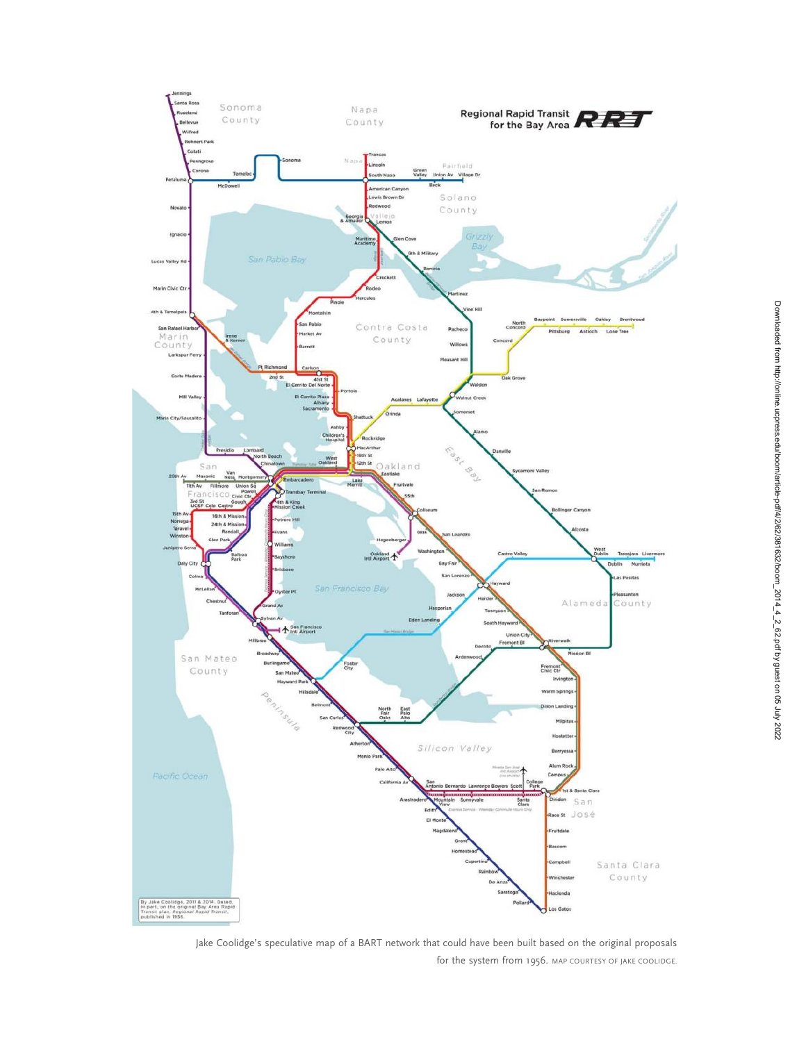Jake Coolidge's speculative map of a BART network that could have been built based on the original proposals for the system from 1956. MAP COURTESY OF JAKE COOLIDGE.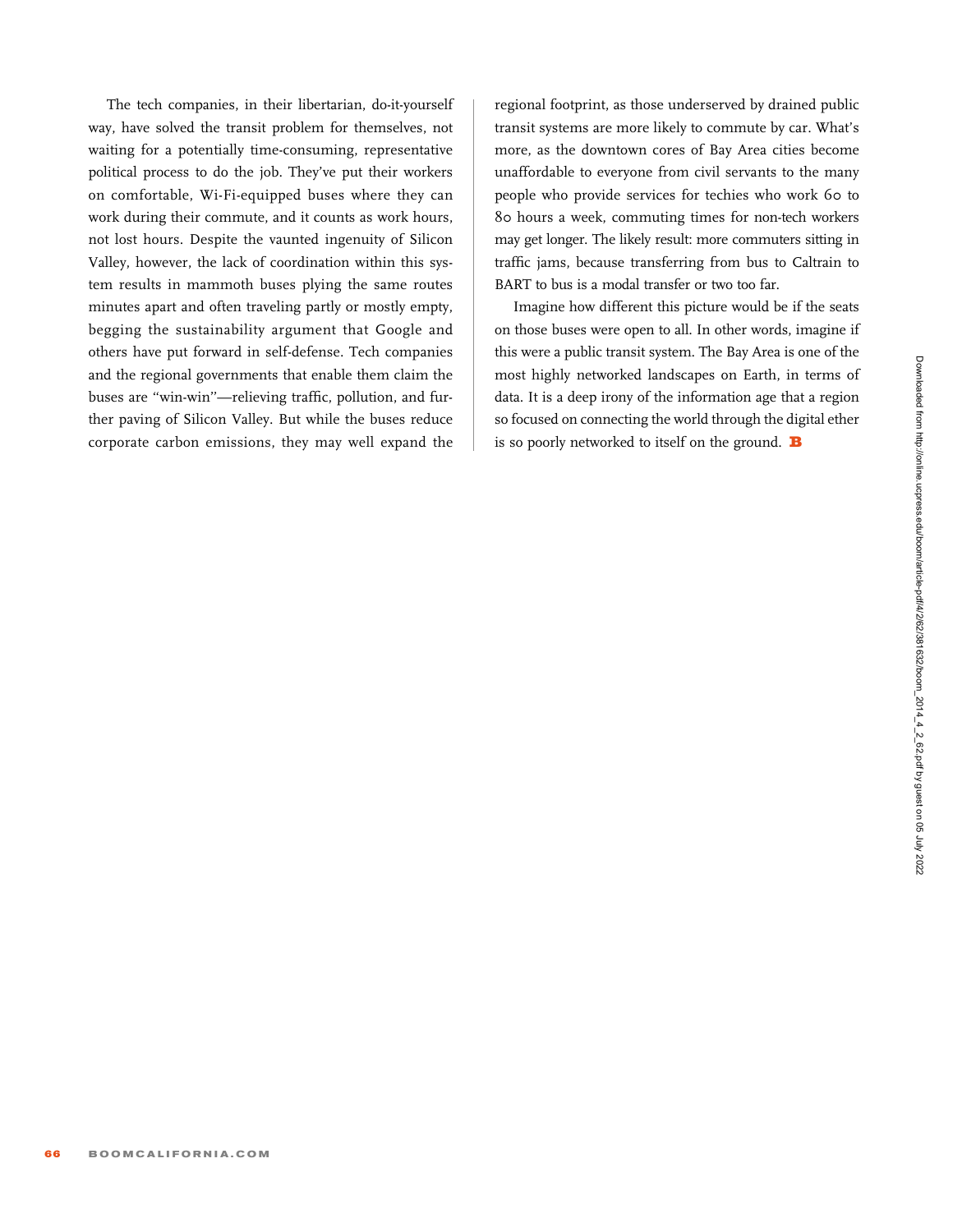The tech companies, in their libertarian, do-it-yourself way, have solved the transit problem for themselves, not waiting for a potentially time-consuming, representative political process to do the job. They've put their workers on comfortable, Wi-Fi-equipped buses where they can work during their commute, and it counts as work hours, not lost hours. Despite the vaunted ingenuity of Silicon Valley, however, the lack of coordination within this system results in mammoth buses plying the same routes minutes apart and often traveling partly or mostly empty, begging the sustainability argument that Google and others have put forward in self-defense. Tech companies and the regional governments that enable them claim the buses are "win-win"—relieving traffic, pollution, and further paving of Silicon Valley. But while the buses reduce corporate carbon emissions, they may well expand the regional footprint, as those underserved by drained public transit systems are more likely to commute by car. What's more, as the downtown cores of Bay Area cities become unaffordable to everyone from civil servants to the many people who provide services for techies who work 60 to 80 hours a week, commuting times for non-tech workers may get longer. The likely result: more commuters sitting in traffic jams, because transferring from bus to Caltrain to BART to bus is a modal transfer or two too far.

Imagine how different this picture would be if the seats on those buses were open to all. In other words, imagine if this were a public transit system. The Bay Area is one of the most highly networked landscapes on Earth, in terms of data. It is a deep irony of the information age that a region so focused on connecting the world through the digital ether is so poorly networked to itself on the ground. **B**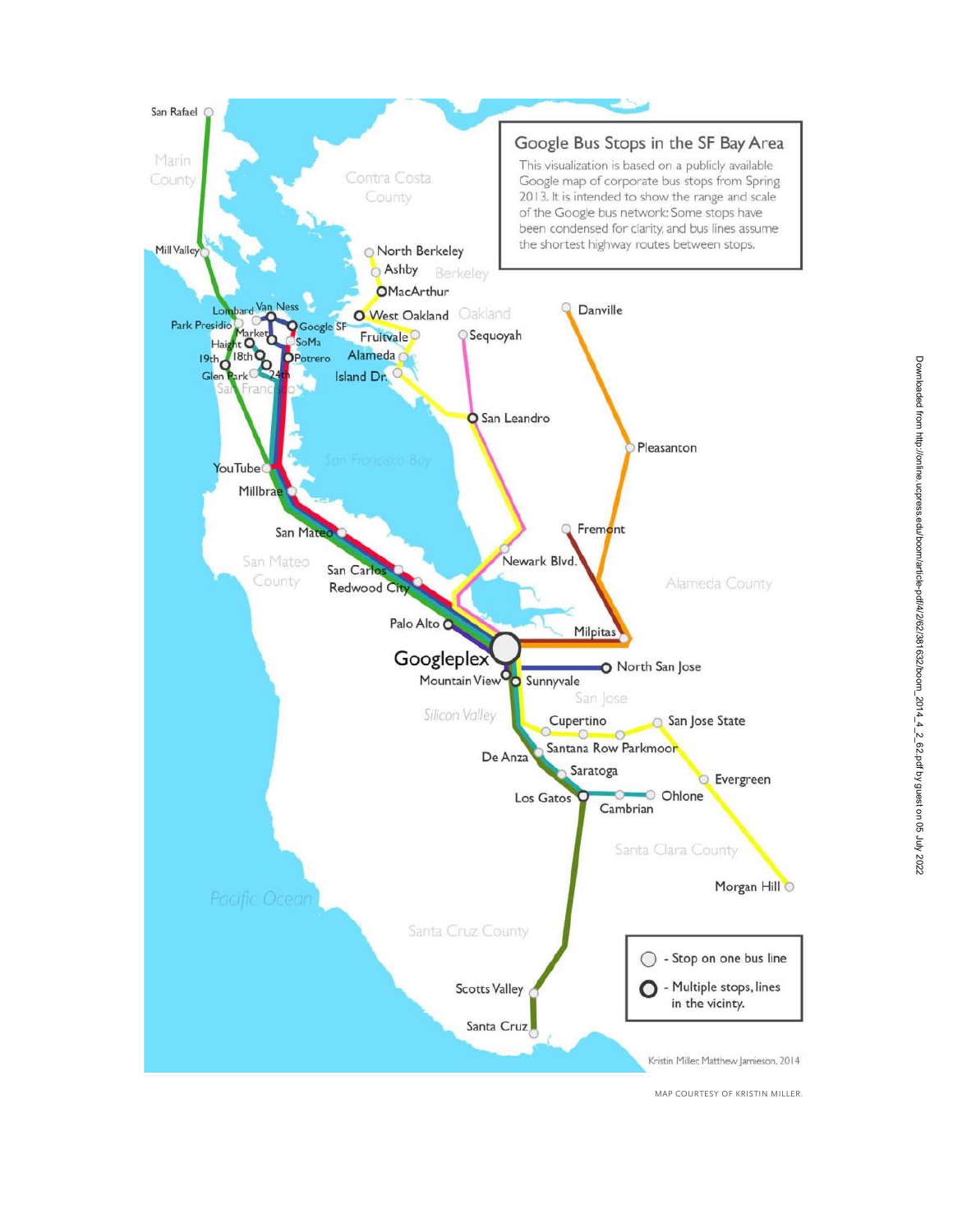## Google Bus Stops in the SF Bay Area

This visualization is based on a publicly available Google map of corporate bus stops from Spring 2013. It is intended to show the range and scale of the Google bus network: Some stops have been condensed for clarity, and bus lines assume the shortest highway routes between stops.

San Rafael
Marin County
Mill Valley
Contra Costa County
North Berkeley
Ashby
Berkeley
MacArthur
West Oakland
Oakland
Danville
Lombard
Van Ness
Park Presidio
Market
Google SF
SoMa
Haight
Potrero
Fruitvale
Sequoyah
19th
18th
Alameda
Glen Park
24th
Island Dr.
San Francisco
San Leandro
Pleasanton
San Francisco Bay
YouTube
Millbrae
San Mateo
Fremont
San Mateo County
San Carlos
Newark Blvd.
Redwood City
Alameda County
Palo Alto
Milpitas
Googleplex
North San Jose
Mountain View
Sunnyvale
San Jose
Silicon Valley
Cupertino
San Jose State
Santana Row
Parkmoor
De Anza
Saratoga
Evergreen
Los Gatos
Ohlone
Cambrian
Santa Clara County
Morgan Hill
Pacific Ocean
Santa Cruz County
Scotts Valley
Santa Cruz

- Stop on one bus line
- Multiple stops, lines in the vicinity.

Kristin Miller, Matthew Jamieson, 2014

MAP COURTESY OF KRISTIN MILLER.